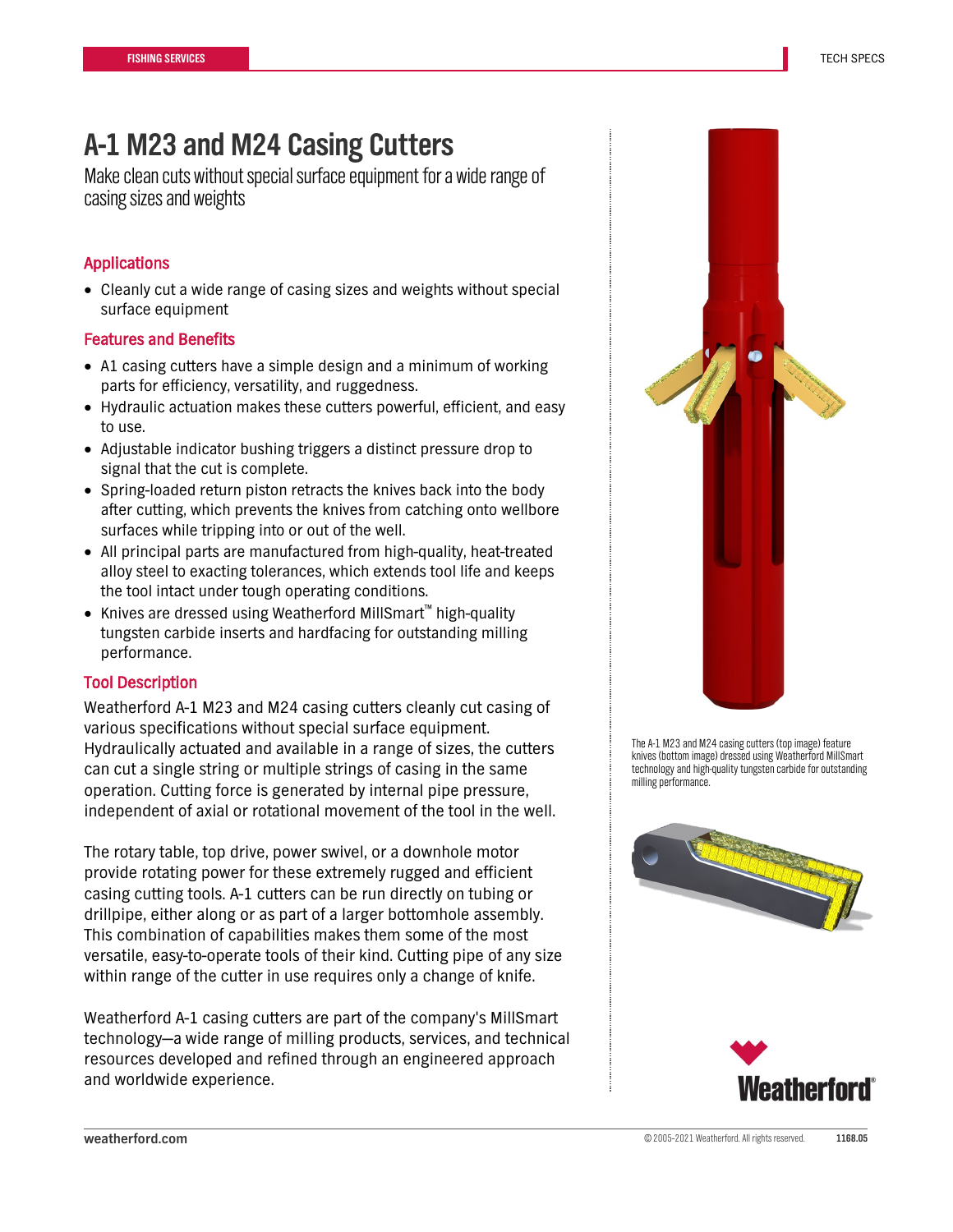# A-1 M23 and M24 Casing Cutters

Make clean cuts without special surface equipment for a wide range of casing sizes and weights

## Applications

- Cleanly cut a wide range of casing sizes and weights without special surface equipment

## Features and Benefits

- A1 casing cutters have a simple design and a minimum of working parts for efficiency, versatility, and ruggedness.
- Hydraulic actuation makes these cutters powerful, efficient, and easy to use.
- Adjustable indicator bushing triggers a distinct pressure drop to signal that the cut is complete.
- Spring-loaded return piston retracts the knives back into the body after cutting, which prevents the knives from catching onto wellbore surfaces while tripping into or out of the well.
- All principal parts are manufactured from high-quality, heat-treated alloy steel to exacting tolerances, which extends tool life and keeps the tool intact under tough operating conditions.
- Knives are dressed using Weatherford MillSmart™ high-quality tungsten carbide inserts and hardfacing for outstanding milling performance.

## Tool Description

Weatherford A-1 M23 and M24 casing cutters cleanly cut casing of various specifications without special surface equipment. Hydraulically actuated and available in a range of sizes, the cutters can cut a single string or multiple strings of casing in the same operation. Cutting force is generated by internal pipe pressure, independent of axial or rotational movement of the tool in the well.

The rotary table, top drive, power swivel, or a downhole motor provide rotating power for these extremely rugged and efficient casing cutting tools. A-1 cutters can be run directly on tubing or drillpipe, either along or as part of a larger bottomhole assembly. This combination of capabilities makes them some of the most versatile, easy-to-operate tools of their kind. Cutting pipe of any size within range of the cutter in use requires only a change of knife.

Weatherford A-1 casing cutters are part of the company's MillSmart technology—a wide range of milling products, services, and technical resources developed and refined through an engineered approach and worldwide experience.

The A-1 M23 and M24 casing cutters (top image) feature knives (bottom image) dressed using Weatherford MillSmart technology and high-quality tungsten carbide for outstanding milling performance.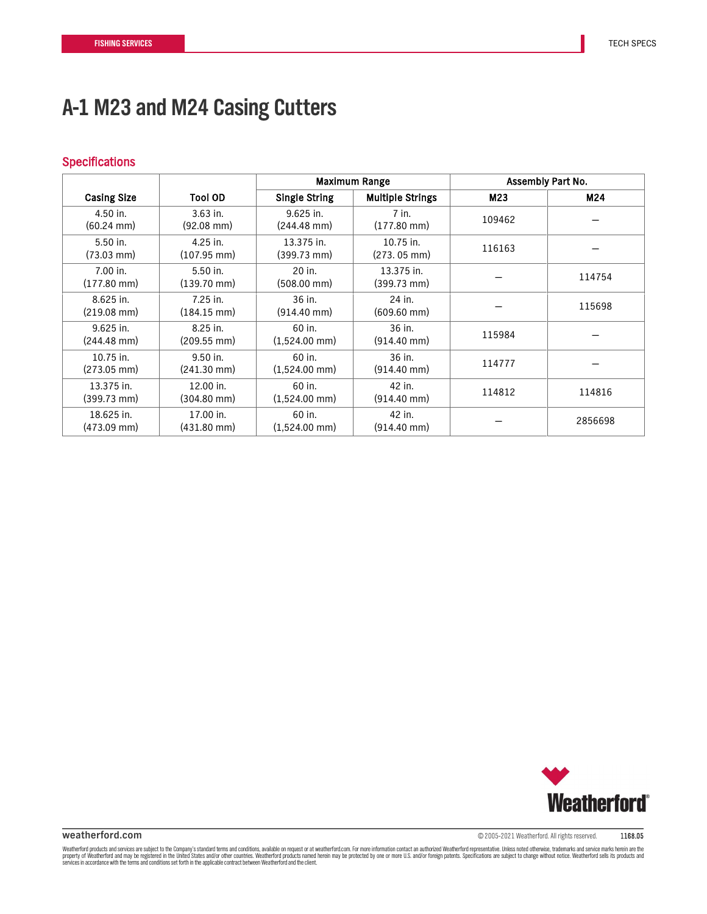# A-1 M23 and M24 Casing Cutters

## Specifications

| Casing Size | Tool OD | Maximum Range | | Assembly Part No. | |
|---|---|---|---|---|---|
| | | Single String | Multiple Strings | M23 | M24 |
| 4.50 in. (60.24 mm) | 3.63 in. (92.08 mm) | 9.625 in. (244.48 mm) | 7 in. (177.80 mm) | 109462 | — |
| 5.50 in. (73.03 mm) | 4.25 in. (107.95 mm) | 13.375 in. (399.73 mm) | 10.75 in. (273. 05 mm) | 116163 | — |
| 7.00 in. (177.80 mm) | 5.50 in. (139.70 mm) | 20 in. (508.00 mm) | 13.375 in. (399.73 mm) | — | 114754 |
| 8.625 in. (219.08 mm) | 7.25 in. (184.15 mm) | 36 in. (914.40 mm) | 24 in. (609.60 mm) | — | 115698 |
| 9.625 in. (244.48 mm) | 8.25 in. (209.55 mm) | 60 in. (1,524.00 mm) | 36 in. (914.40 mm) | 115984 | — |
| 10.75 in. (273.05 mm) | 9.50 in. (241.30 mm) | 60 in. (1,524.00 mm) | 36 in. (914.40 mm) | 114777 | — |
| 13.375 in. (399.73 mm) | 12.00 in. (304.80 mm) | 60 in. (1,524.00 mm) | 42 in. (914.40 mm) | 114812 | 114816 |
| 18.625 in. (473.09 mm) | 17.00 in. (431.80 mm) | 60 in. (1,524.00 mm) | 42 in. (914.40 mm) | — | 2856698 |

weatherford.com

© 2005-2021 Weatherford. All rights reserved. 1168.05

Weatherford products and services are subject to the Company's standard terms and conditions, available on request or at weatherford.com. For more information contact an authorized Weatherford representative. Unless noted otherwise, trademarks and service marks herein are the property of Weatherford and may be registered in the United States and/or other countries. Weatherford products named herein may be protected by one or more U.S. and/or foreign patents. Specifications are subject to change without notice. Weatherford sells its products and services in accordance with the terms and conditions set forth in the applicable contract between Weatherford and the client.